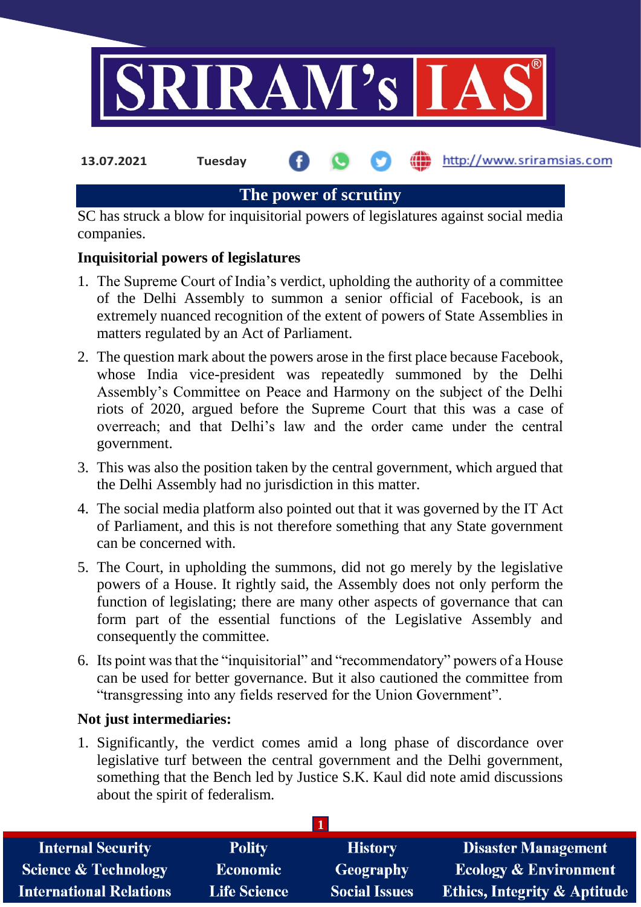13.07.2021 Tuesday

# The power of scrutiny

SC has struck a blow for inquisitorial powers of legislatures against social media companies.

**Inquisitorial powers of legislatures**

1. The Supreme Court of India's verdict, upholding the authority of a committee of the Delhi Assembly to summon a senior official of Facebook, is an extremely nuanced recognition of the extent of powers of State Assemblies in matters regulated by an Act of Parliament.
2. The question mark about the powers arose in the first place because Facebook, whose India vice-president was repeatedly summoned by the Delhi Assembly's Committee on Peace and Harmony on the subject of the Delhi riots of 2020, argued before the Supreme Court that this was a case of overreach; and that Delhi's law and the order came under the central government.
3. This was also the position taken by the central government, which argued that the Delhi Assembly had no jurisdiction in this matter.
4. The social media platform also pointed out that it was governed by the IT Act of Parliament, and this is not therefore something that any State government can be concerned with.
5. The Court, in upholding the summons, did not go merely by the legislative powers of a House. It rightly said, the Assembly does not only perform the function of legislating; there are many other aspects of governance that can form part of the essential functions of the Legislative Assembly and consequently the committee.
6. Its point was that the "inquisitorial" and "recommendatory" powers of a House can be used for better governance. But it also cautioned the committee from "transgressing into any fields reserved for the Union Government".

**Not just intermediaries:**

1. Significantly, the verdict comes amid a long phase of discordance over legislative turf between the central government and the Delhi government, something that the Bench led by Justice S.K. Kaul did note amid discussions about the spirit of federalism.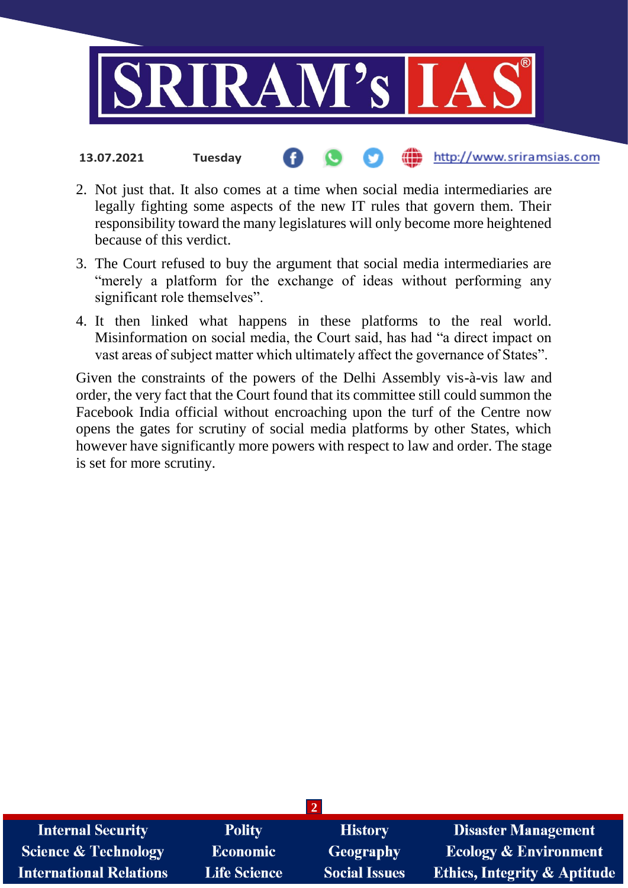2. Not just that. It also comes at a time when social media intermediaries are legally fighting some aspects of the new IT rules that govern them. Their responsibility toward the many legislatures will only become more heightened because of this verdict.
3. The Court refused to buy the argument that social media intermediaries are "merely a platform for the exchange of ideas without performing any significant role themselves".
4. It then linked what happens in these platforms to the real world. Misinformation on social media, the Court said, has had "a direct impact on vast areas of subject matter which ultimately affect the governance of States".

Given the constraints of the powers of the Delhi Assembly vis-à-vis law and order, the very fact that the Court found that its committee still could summon the Facebook India official without encroaching upon the turf of the Centre now opens the gates for scrutiny of social media platforms by other States, which however have significantly more powers with respect to law and order. The stage is set for more scrutiny.